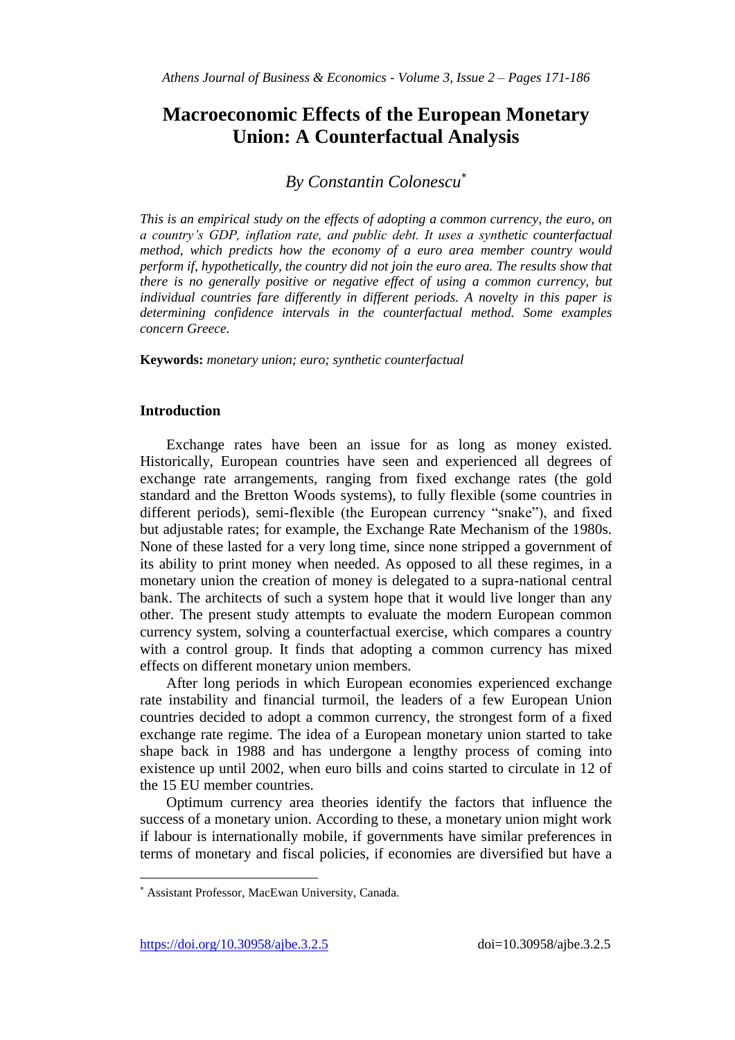# Macroeconomic Effects of the European Monetary Union: A Counterfactual Analysis

*By Constantin Colonescu*[*]

*This is an empirical study on the effects of adopting a common currency, the euro, on a country's GDP, inflation rate, and public debt. It uses a synthetic counterfactual method, which predicts how the economy of a euro area member country would perform if, hypothetically, the country did not join the euro area. The results show that there is no generally positive or negative effect of using a common currency, but individual countries fare differently in different periods. A novelty in this paper is determining confidence intervals in the counterfactual method. Some examples concern Greece.*

**Keywords:** *monetary union; euro; synthetic counterfactual*

## Introduction

Exchange rates have been an issue for as long as money existed. Historically, European countries have seen and experienced all degrees of exchange rate arrangements, ranging from fixed exchange rates (the gold standard and the Bretton Woods systems), to fully flexible (some countries in different periods), semi-flexible (the European currency "snake"), and fixed but adjustable rates; for example, the Exchange Rate Mechanism of the 1980s. None of these lasted for a very long time, since none stripped a government of its ability to print money when needed. As opposed to all these regimes, in a monetary union the creation of money is delegated to a supra-national central bank. The architects of such a system hope that it would live longer than any other. The present study attempts to evaluate the modern European common currency system, solving a counterfactual exercise, which compares a country with a control group. It finds that adopting a common currency has mixed effects on different monetary union members.

After long periods in which European economies experienced exchange rate instability and financial turmoil, the leaders of a few European Union countries decided to adopt a common currency, the strongest form of a fixed exchange rate regime. The idea of a European monetary union started to take shape back in 1988 and has undergone a lengthy process of coming into existence up until 2002, when euro bills and coins started to circulate in 12 of the 15 EU member countries.

Optimum currency area theories identify the factors that influence the success of a monetary union. According to these, a monetary union might work if labour is internationally mobile, if governments have similar preferences in terms of monetary and fiscal policies, if economies are diversified but have a

---

[*] Assistant Professor, MacEwan University, Canada.

https://doi.org/10.30958/ajbe.3.2.5 doi=10.30958/ajbe.3.2.5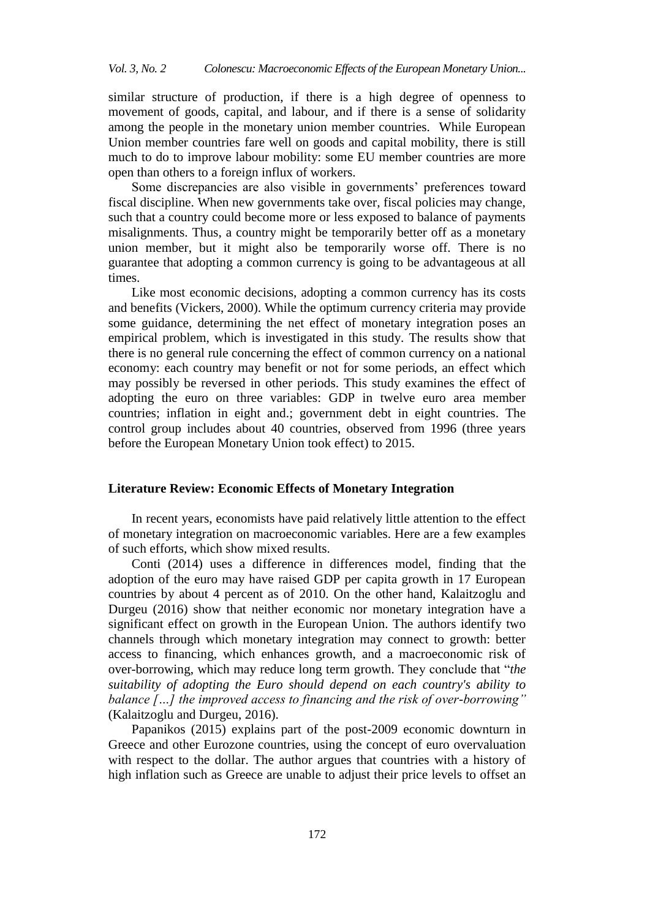similar structure of production, if there is a high degree of openness to movement of goods, capital, and labour, and if there is a sense of solidarity among the people in the monetary union member countries. While European Union member countries fare well on goods and capital mobility, there is still much to do to improve labour mobility: some EU member countries are more open than others to a foreign influx of workers.

Some discrepancies are also visible in governments' preferences toward fiscal discipline. When new governments take over, fiscal policies may change, such that a country could become more or less exposed to balance of payments misalignments. Thus, a country might be temporarily better off as a monetary union member, but it might also be temporarily worse off. There is no guarantee that adopting a common currency is going to be advantageous at all times.

Like most economic decisions, adopting a common currency has its costs and benefits (Vickers, 2000). While the optimum currency criteria may provide some guidance, determining the net effect of monetary integration poses an empirical problem, which is investigated in this study. The results show that there is no general rule concerning the effect of common currency on a national economy: each country may benefit or not for some periods, an effect which may possibly be reversed in other periods. This study examines the effect of adopting the euro on three variables: GDP in twelve euro area member countries; inflation in eight and.; government debt in eight countries. The control group includes about 40 countries, observed from 1996 (three years before the European Monetary Union took effect) to 2015.

## Literature Review: Economic Effects of Monetary Integration

In recent years, economists have paid relatively little attention to the effect of monetary integration on macroeconomic variables. Here are a few examples of such efforts, which show mixed results.

Conti (2014) uses a difference in differences model, finding that the adoption of the euro may have raised GDP per capita growth in 17 European countries by about 4 percent as of 2010. On the other hand, Kalaitzoglu and Durgeu (2016) show that neither economic nor monetary integration have a significant effect on growth in the European Union. The authors identify two channels through which monetary integration may connect to growth: better access to financing, which enhances growth, and a macroeconomic risk of over-borrowing, which may reduce long term growth. They conclude that "*the suitability of adopting the Euro should depend on each country's ability to balance […] the improved access to financing and the risk of over-borrowing*" (Kalaitzoglu and Durgeu, 2016).

Papanikos (2015) explains part of the post-2009 economic downturn in Greece and other Eurozone countries, using the concept of euro overvaluation with respect to the dollar. The author argues that countries with a history of high inflation such as Greece are unable to adjust their price levels to offset an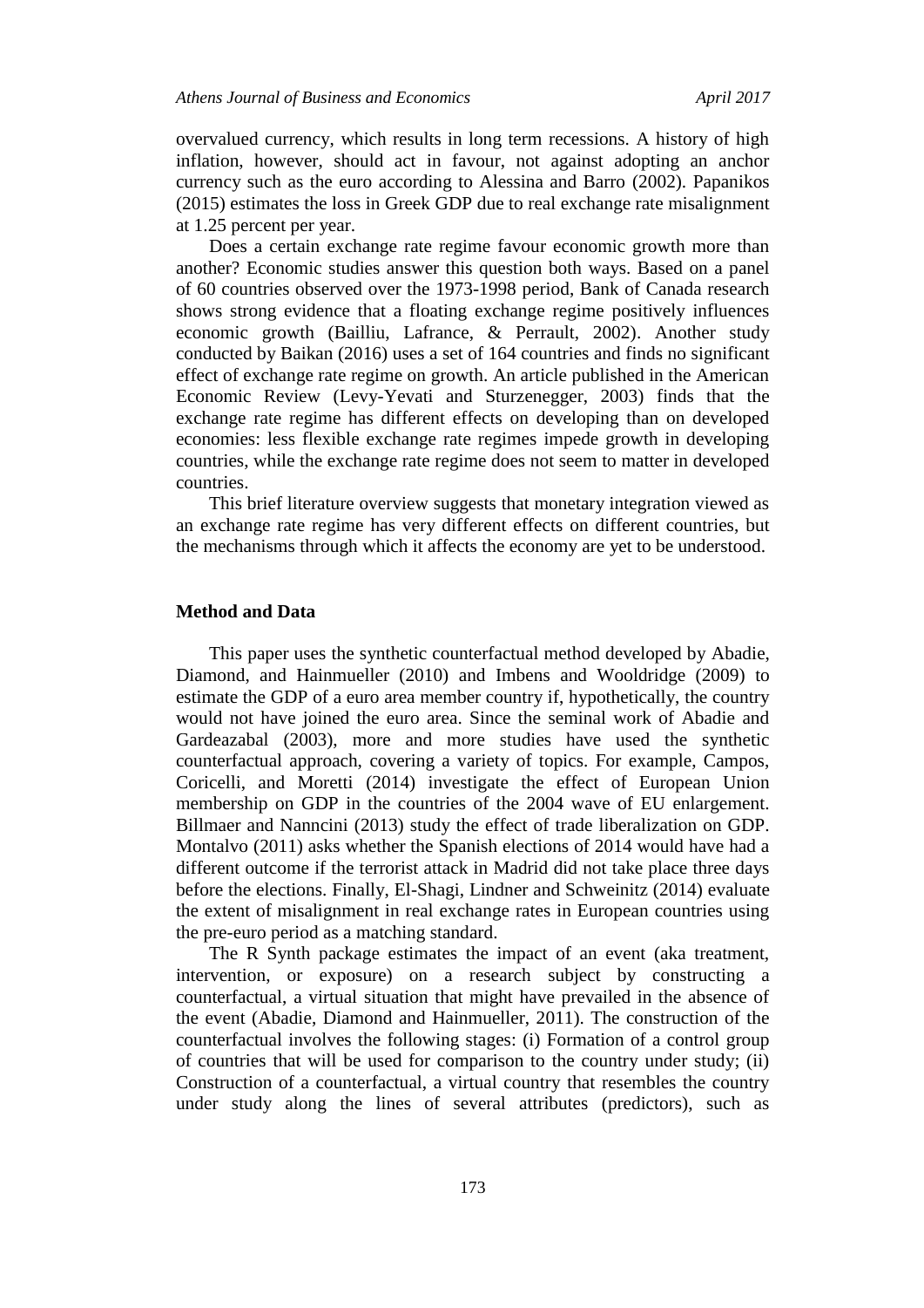overvalued currency, which results in long term recessions. A history of high inflation, however, should act in favour, not against adopting an anchor currency such as the euro according to Alessina and Barro (2002). Papanikos (2015) estimates the loss in Greek GDP due to real exchange rate misalignment at 1.25 percent per year.

Does a certain exchange rate regime favour economic growth more than another? Economic studies answer this question both ways. Based on a panel of 60 countries observed over the 1973-1998 period, Bank of Canada research shows strong evidence that a floating exchange regime positively influences economic growth (Bailliu, Lafrance, & Perrault, 2002). Another study conducted by Baikan (2016) uses a set of 164 countries and finds no significant effect of exchange rate regime on growth. An article published in the American Economic Review (Levy-Yevati and Sturzenegger, 2003) finds that the exchange rate regime has different effects on developing than on developed economies: less flexible exchange rate regimes impede growth in developing countries, while the exchange rate regime does not seem to matter in developed countries.

This brief literature overview suggests that monetary integration viewed as an exchange rate regime has very different effects on different countries, but the mechanisms through which it affects the economy are yet to be understood.

## Method and Data

This paper uses the synthetic counterfactual method developed by Abadie, Diamond, and Hainmueller (2010) and Imbens and Wooldridge (2009) to estimate the GDP of a euro area member country if, hypothetically, the country would not have joined the euro area. Since the seminal work of Abadie and Gardeazabal (2003), more and more studies have used the synthetic counterfactual approach, covering a variety of topics. For example, Campos, Coricelli, and Moretti (2014) investigate the effect of European Union membership on GDP in the countries of the 2004 wave of EU enlargement. Billmaer and Nanncini (2013) study the effect of trade liberalization on GDP. Montalvo (2011) asks whether the Spanish elections of 2014 would have had a different outcome if the terrorist attack in Madrid did not take place three days before the elections. Finally, El-Shagi, Lindner and Schweinitz (2014) evaluate the extent of misalignment in real exchange rates in European countries using the pre-euro period as a matching standard.

The R Synth package estimates the impact of an event (aka treatment, intervention, or exposure) on a research subject by constructing a counterfactual, a virtual situation that might have prevailed in the absence of the event (Abadie, Diamond and Hainmueller, 2011). The construction of the counterfactual involves the following stages: (i) Formation of a control group of countries that will be used for comparison to the country under study; (ii) Construction of a counterfactual, a virtual country that resembles the country under study along the lines of several attributes (predictors), such as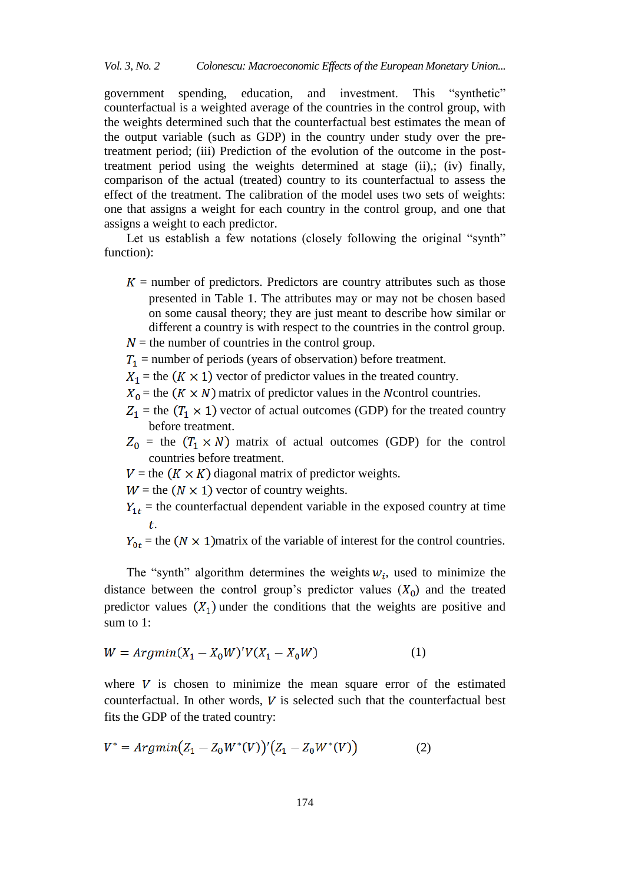government spending, education, and investment. This "synthetic" counterfactual is a weighted average of the countries in the control group, with the weights determined such that the counterfactual best estimates the mean of the output variable (such as GDP) in the country under study over the pre-treatment period; (iii) Prediction of the evolution of the outcome in the post-treatment period using the weights determined at stage (ii),; (iv) finally, comparison of the actual (treated) country to its counterfactual to assess the effect of the treatment. The calibration of the model uses two sets of weights: one that assigns a weight for each country in the control group, and one that assigns a weight to each predictor.

Let us establish a few notations (closely following the original "synth" function):

$K$ = number of predictors. Predictors are country attributes such as those presented in Table 1. The attributes may or may not be chosen based on some causal theory; they are just meant to describe how similar or different a country is with respect to the countries in the control group.
$N$ = the number of countries in the control group.
$T_1$ = number of periods (years of observation) before treatment.
$X_1$ = the $(K \times 1)$ vector of predictor values in the treated country.
$X_0$ = the $(K \times N)$ matrix of predictor values in the $N$control countries.
$Z_1$ = the $(T_1 \times 1)$ vector of actual outcomes (GDP) for the treated country before treatment.
$Z_0$ = the $(T_1 \times N)$ matrix of actual outcomes (GDP) for the control countries before treatment.
$V$ = the $(K \times K)$ diagonal matrix of predictor weights.
$W$ = the $(N \times 1)$ vector of country weights.
$Y_{1t}$ = the counterfactual dependent variable in the exposed country at time $t$.
$Y_{0t}$ = the $(N \times 1)$matrix of the variable of interest for the control countries.

The "synth" algorithm determines the weights $w_i$, used to minimize the distance between the control group's predictor values $(X_0)$ and the treated predictor values $(X_1)$ under the conditions that the weights are positive and sum to 1:

$$W = Argmin(X_1 - X_0W)'V(X_1 - X_0W) \tag{1}$$

where $V$ is chosen to minimize the mean square error of the estimated counterfactual. In other words, $V$ is selected such that the counterfactual best fits the GDP of the trated country:

$$V^* = Argmin\big(Z_1 - Z_0W^*(V)\big)'\big(Z_1 - Z_0W^*(V)\big) \tag{2}$$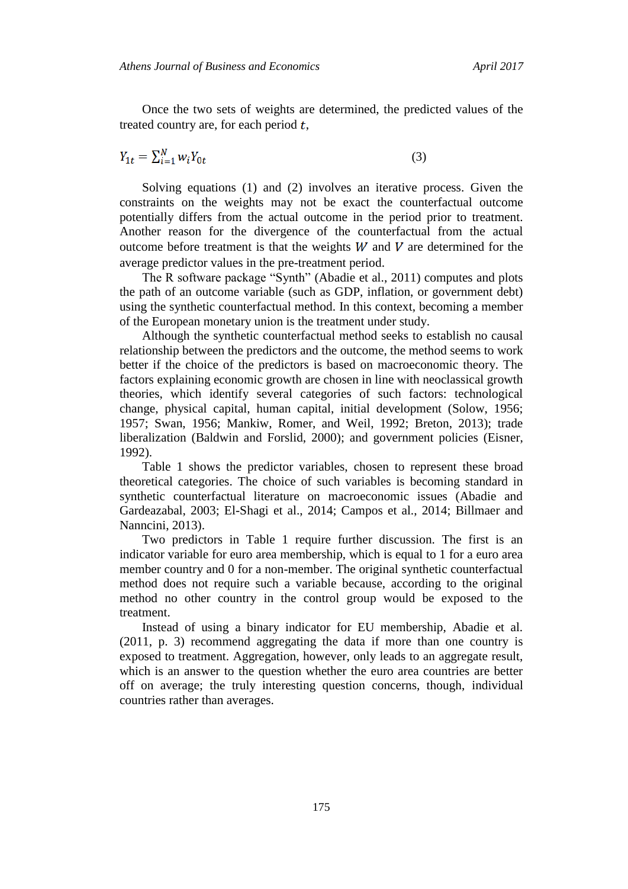Once the two sets of weights are determined, the predicted values of the treated country are, for each period $t$,

$$Y_{1t} = \sum_{i=1}^{N} w_i Y_{0t} \qquad (3)$$

Solving equations (1) and (2) involves an iterative process. Given the constraints on the weights may not be exact the counterfactual outcome potentially differs from the actual outcome in the period prior to treatment. Another reason for the divergence of the counterfactual from the actual outcome before treatment is that the weights $W$ and $V$ are determined for the average predictor values in the pre-treatment period.

The R software package "Synth" (Abadie et al., 2011) computes and plots the path of an outcome variable (such as GDP, inflation, or government debt) using the synthetic counterfactual method. In this context, becoming a member of the European monetary union is the treatment under study.

Although the synthetic counterfactual method seeks to establish no causal relationship between the predictors and the outcome, the method seems to work better if the choice of the predictors is based on macroeconomic theory. The factors explaining economic growth are chosen in line with neoclassical growth theories, which identify several categories of such factors: technological change, physical capital, human capital, initial development (Solow, 1956; 1957; Swan, 1956; Mankiw, Romer, and Weil, 1992; Breton, 2013); trade liberalization (Baldwin and Forslid, 2000); and government policies (Eisner, 1992).

Table 1 shows the predictor variables, chosen to represent these broad theoretical categories. The choice of such variables is becoming standard in synthetic counterfactual literature on macroeconomic issues (Abadie and Gardeazabal, 2003; El-Shagi et al., 2014; Campos et al., 2014; Billmaer and Nanncini, 2013).

Two predictors in Table 1 require further discussion. The first is an indicator variable for euro area membership, which is equal to 1 for a euro area member country and 0 for a non-member. The original synthetic counterfactual method does not require such a variable because, according to the original method no other country in the control group would be exposed to the treatment.

Instead of using a binary indicator for EU membership, Abadie et al. (2011, p. 3) recommend aggregating the data if more than one country is exposed to treatment. Aggregation, however, only leads to an aggregate result, which is an answer to the question whether the euro area countries are better off on average; the truly interesting question concerns, though, individual countries rather than averages.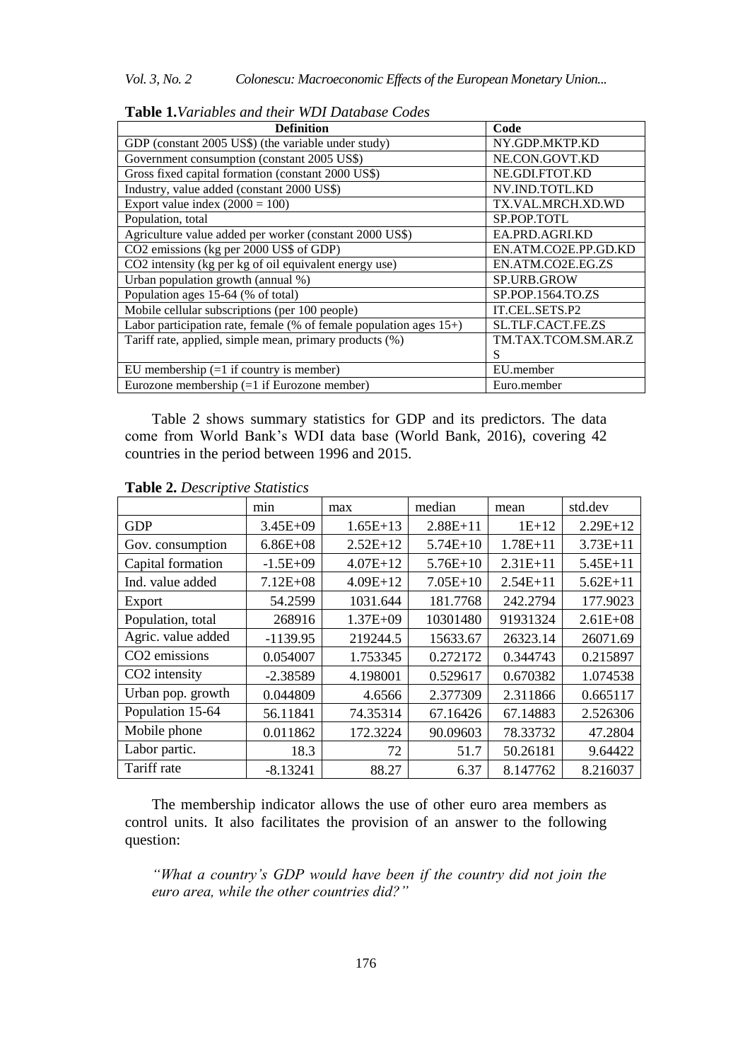**Table 1.** *Variables and their WDI Database Codes*

| Definition | Code |
|---|---|
| GDP (constant 2005 US$) (the variable under study) | NY.GDP.MKTP.KD |
| Government consumption (constant 2005 US$) | NE.CON.GOVT.KD |
| Gross fixed capital formation (constant 2000 US$) | NE.GDI.FTOT.KD |
| Industry, value added (constant 2000 US$) | NV.IND.TOTL.KD |
| Export value index (2000 = 100) | TX.VAL.MRCH.XD.WD |
| Population, total | SP.POP.TOTL |
| Agriculture value added per worker (constant 2000 US$) | EA.PRD.AGRI.KD |
| $CO_2$ emissions (kg per 2000 US$ of GDP) | EN.ATM.CO2E.PP.GD.KD |
| $CO_2$ intensity (kg per kg of oil equivalent energy use) | EN.ATM.CO2E.EG.ZS |
| Urban population growth (annual %) | SP.URB.GROW |
| Population ages 15-64 (% of total) | SP.POP.1564.TO.ZS |
| Mobile cellular subscriptions (per 100 people) | IT.CEL.SETS.P2 |
| Labor participation rate, female (% of female population ages 15+) | SL.TLF.CACT.FE.ZS |
| Tariff rate, applied, simple mean, primary products (%) | TM.TAX.TCOM.SM.AR.ZS |
| EU membership (=1 if country is member) | EU.member |
| Eurozone membership (=1 if Eurozone member) | Euro.member |

Table 2 shows summary statistics for GDP and its predictors. The data come from World Bank's WDI data base (World Bank, 2016), covering 42 countries in the period between 1996 and 2015.

**Table 2.** *Descriptive Statistics*

| | min | max | median | mean | std.dev |
|---|---|---|---|---|---|
| GDP | 3.45E+09 | 1.65E+13 | 2.88E+11 | 1E+12 | 2.29E+12 |
| Gov. consumption | 6.86E+08 | 2.52E+12 | 5.74E+10 | 1.78E+11 | 3.73E+11 |
| Capital formation | -1.5E+09 | 4.07E+12 | 5.76E+10 | 2.31E+11 | 5.45E+11 |
| Ind. value added | 7.12E+08 | 4.09E+12 | 7.05E+10 | 2.54E+11 | 5.62E+11 |
| Export | 54.2599 | 1031.644 | 181.7768 | 242.2794 | 177.9023 |
| Population, total | 268916 | 1.37E+09 | 10301480 | 91931324 | 2.61E+08 |
| Agric. value added | -1139.95 | 219244.5 | 15633.67 | 26323.14 | 26071.69 |
| $CO_2$ emissions | 0.054007 | 1.753345 | 0.272172 | 0.344743 | 0.215897 |
| $CO_2$ intensity | -2.38589 | 4.198001 | 0.529617 | 0.670382 | 1.074538 |
| Urban pop. growth | 0.044809 | 4.6566 | 2.377309 | 2.311866 | 0.665117 |
| Population 15-64 | 56.11841 | 74.35314 | 67.16426 | 67.14883 | 2.526306 |
| Mobile phone | 0.011862 | 172.3224 | 90.09603 | 78.33732 | 47.2804 |
| Labor partic. | 18.3 | 72 | 51.7 | 50.26181 | 9.64422 |
| Tariff rate | -8.13241 | 88.27 | 6.37 | 8.147762 | 8.216037 |

The membership indicator allows the use of other euro area members as control units. It also facilitates the provision of an answer to the following question:

> *"What a country's GDP would have been if the country did not join the euro area, while the other countries did?"*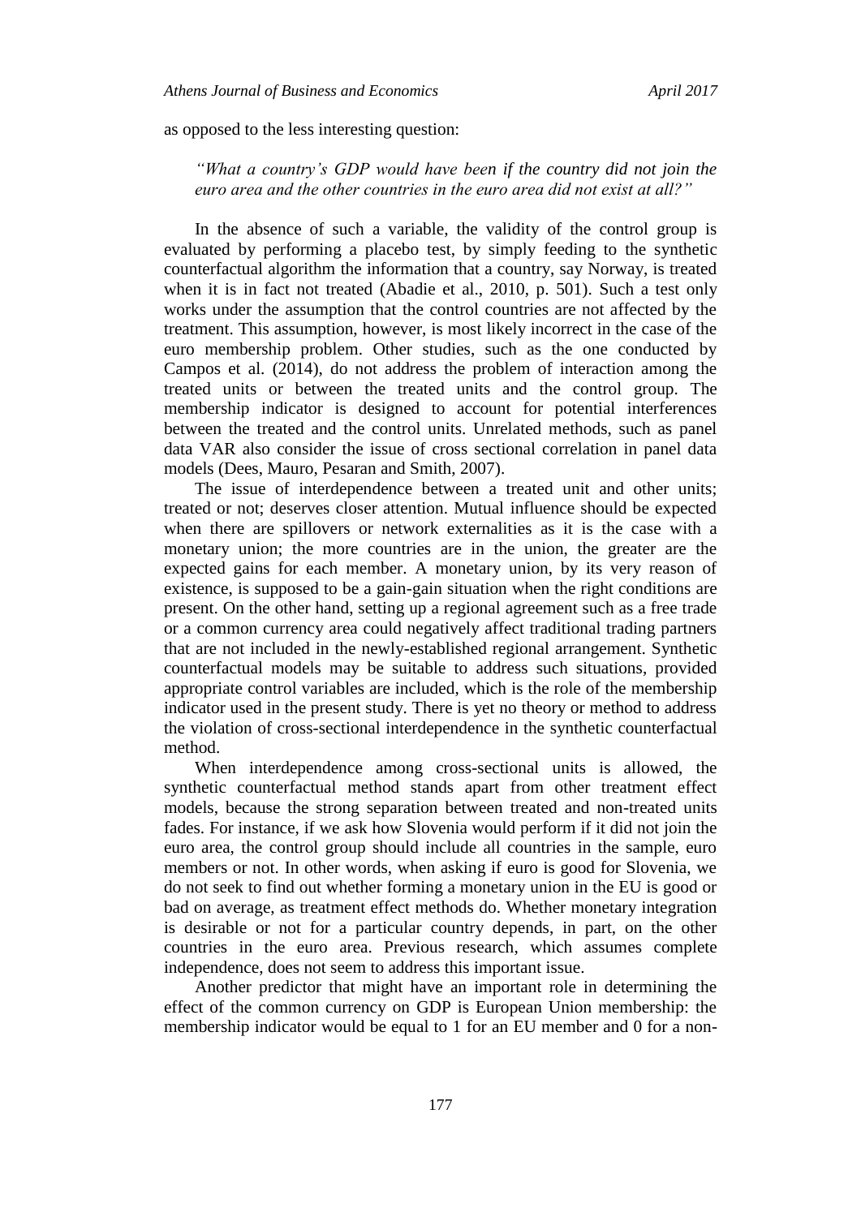as opposed to the less interesting question:

> *"What a country's GDP would have been if the country did not join the euro area and the other countries in the euro area did not exist at all?"*

In the absence of such a variable, the validity of the control group is evaluated by performing a placebo test, by simply feeding to the synthetic counterfactual algorithm the information that a country, say Norway, is treated when it is in fact not treated (Abadie et al., 2010, p. 501). Such a test only works under the assumption that the control countries are not affected by the treatment. This assumption, however, is most likely incorrect in the case of the euro membership problem. Other studies, such as the one conducted by Campos et al. (2014), do not address the problem of interaction among the treated units or between the treated units and the control group. The membership indicator is designed to account for potential interferences between the treated and the control units. Unrelated methods, such as panel data VAR also consider the issue of cross sectional correlation in panel data models (Dees, Mauro, Pesaran and Smith, 2007).

The issue of interdependence between a treated unit and other units; treated or not; deserves closer attention. Mutual influence should be expected when there are spillovers or network externalities as it is the case with a monetary union; the more countries are in the union, the greater are the expected gains for each member. A monetary union, by its very reason of existence, is supposed to be a gain-gain situation when the right conditions are present. On the other hand, setting up a regional agreement such as a free trade or a common currency area could negatively affect traditional trading partners that are not included in the newly-established regional arrangement. Synthetic counterfactual models may be suitable to address such situations, provided appropriate control variables are included, which is the role of the membership indicator used in the present study. There is yet no theory or method to address the violation of cross-sectional interdependence in the synthetic counterfactual method.

When interdependence among cross-sectional units is allowed, the synthetic counterfactual method stands apart from other treatment effect models, because the strong separation between treated and non-treated units fades. For instance, if we ask how Slovenia would perform if it did not join the euro area, the control group should include all countries in the sample, euro members or not. In other words, when asking if euro is good for Slovenia, we do not seek to find out whether forming a monetary union in the EU is good or bad on average, as treatment effect methods do. Whether monetary integration is desirable or not for a particular country depends, in part, on the other countries in the euro area. Previous research, which assumes complete independence, does not seem to address this important issue.

Another predictor that might have an important role in determining the effect of the common currency on GDP is European Union membership: the membership indicator would be equal to 1 for an EU member and 0 for a non-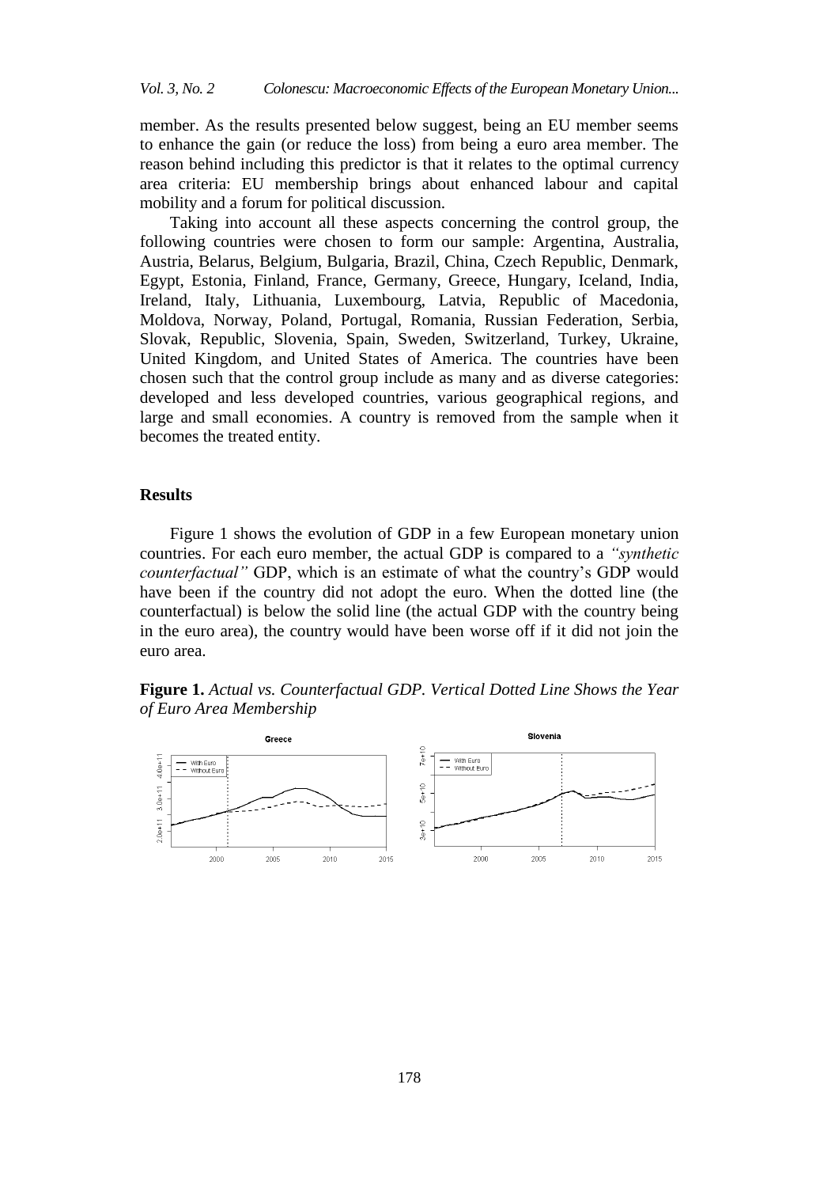member. As the results presented below suggest, being an EU member seems to enhance the gain (or reduce the loss) from being a euro area member. The reason behind including this predictor is that it relates to the optimal currency area criteria: EU membership brings about enhanced labour and capital mobility and a forum for political discussion.

Taking into account all these aspects concerning the control group, the following countries were chosen to form our sample: Argentina, Australia, Austria, Belarus, Belgium, Bulgaria, Brazil, China, Czech Republic, Denmark, Egypt, Estonia, Finland, France, Germany, Greece, Hungary, Iceland, India, Ireland, Italy, Lithuania, Luxembourg, Latvia, Republic of Macedonia, Moldova, Norway, Poland, Portugal, Romania, Russian Federation, Serbia, Slovak, Republic, Slovenia, Spain, Sweden, Switzerland, Turkey, Ukraine, United Kingdom, and United States of America. The countries have been chosen such that the control group include as many and as diverse categories: developed and less developed countries, various geographical regions, and large and small economies. A country is removed from the sample when it becomes the treated entity.

## Results

Figure 1 shows the evolution of GDP in a few European monetary union countries. For each euro member, the actual GDP is compared to a *"synthetic counterfactual"* GDP, which is an estimate of what the country's GDP would have been if the country did not adopt the euro. When the dotted line (the counterfactual) is below the solid line (the actual GDP with the country being in the euro area), the country would have been worse off if it did not join the euro area.

**Figure 1.** *Actual vs. Counterfactual GDP. Vertical Dotted Line Shows the Year of Euro Area Membership*

Greece

With Euro
Without Euro

2.0e+11 3.0e+11 4.0e+11

2000 2005 2010 2015

Slovenia

With Euro
Without Euro

3e+10 5e+10 7e+10

2000 2005 2010 2015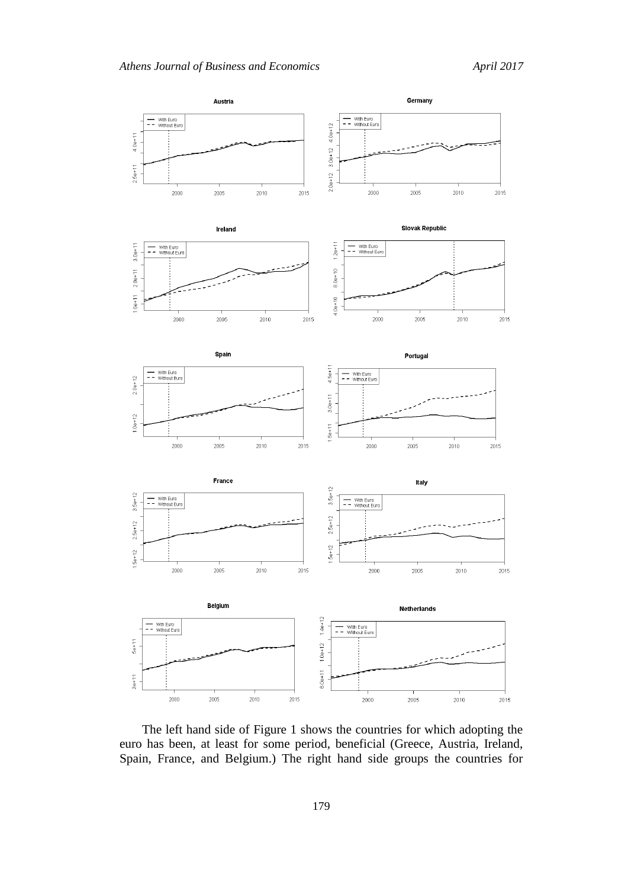Austria

With Euro
Without Euro

2.5e+11
4.0e+11

2000 2005 2010 2015

Germany

With Euro
Without Euro

2.0e+12 3.0e+12 4.0e+12

2000 2005 2010 2015

Ireland

With Euro
Without Euro

1.0e+11 2.0e+11 3.0e+11

2000 2005 2010 2015

Slovak Republic

With Euro
Without Euro

4.0e+10 8.0e+10 1.2e+11

2000 2005 2010 2015

Spain

With Euro
Without Euro

1.0e+12 2.0e+12

2000 2005 2010 2015

Portugal

With Euro
Without Euro

1.5e+11 3.0e+11 4.5e+11

2000 2005 2010 2015

France

With Euro
Without Euro

1.5e+12 2.5e+12 3.5e+12

2000 2005 2010 2015

Italy

With Euro
Without Euro

1.5e+12 2.5e+12 3.5e+12

2000 2005 2010 2015

Belgium

With Euro
Without Euro

3e+11 5e+11

2000 2005 2010 2015

Netherlands

With Euro
Without Euro

6.0e+11 1.0e+12 1.4e+12

2000 2005 2010 2015

The left hand side of Figure 1 shows the countries for which adopting the euro has been, at least for some period, beneficial (Greece, Austria, Ireland, Spain, France, and Belgium.) The right hand side groups the countries for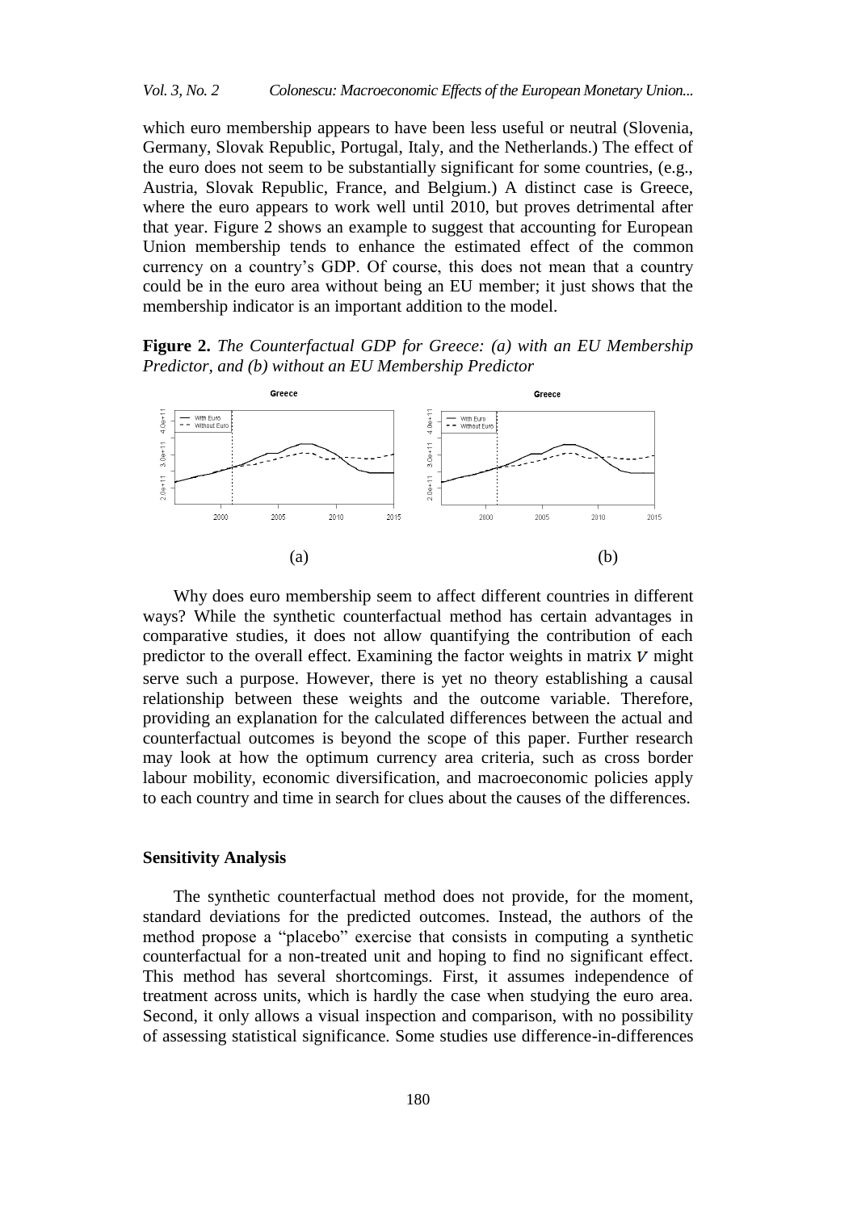which euro membership appears to have been less useful or neutral (Slovenia, Germany, Slovak Republic, Portugal, Italy, and the Netherlands.) The effect of the euro does not seem to be substantially significant for some countries, (e.g., Austria, Slovak Republic, France, and Belgium.) A distinct case is Greece, where the euro appears to work well until 2010, but proves detrimental after that year. Figure 2 shows an example to suggest that accounting for European Union membership tends to enhance the estimated effect of the common currency on a country's GDP. Of course, this does not mean that a country could be in the euro area without being an EU member; it just shows that the membership indicator is an important addition to the model.

**Figure 2.** *The Counterfactual GDP for Greece: (a) with an EU Membership Predictor, and (b) without an EU Membership Predictor*

Greece

With Euro
Without Euro

2.0e+11
3.0e+11
4.0e+11

2000
2005
2010
2015

(a)

Greece

With Euro
Without Euro

2.0e+11
3.0e+11
4.0e+11

2000
2005
2010
2015

(b)

Why does euro membership seem to affect different countries in different ways? While the synthetic counterfactual method has certain advantages in comparative studies, it does not allow quantifying the contribution of each predictor to the overall effect. Examining the factor weights in matrix $V$ might serve such a purpose. However, there is yet no theory establishing a causal relationship between these weights and the outcome variable. Therefore, providing an explanation for the calculated differences between the actual and counterfactual outcomes is beyond the scope of this paper. Further research may look at how the optimum currency area criteria, such as cross border labour mobility, economic diversification, and macroeconomic policies apply to each country and time in search for clues about the causes of the differences.

## Sensitivity Analysis

The synthetic counterfactual method does not provide, for the moment, standard deviations for the predicted outcomes. Instead, the authors of the method propose a "placebo" exercise that consists in computing a synthetic counterfactual for a non-treated unit and hoping to find no significant effect. This method has several shortcomings. First, it assumes independence of treatment across units, which is hardly the case when studying the euro area. Second, it only allows a visual inspection and comparison, with no possibility of assessing statistical significance. Some studies use difference-in-differences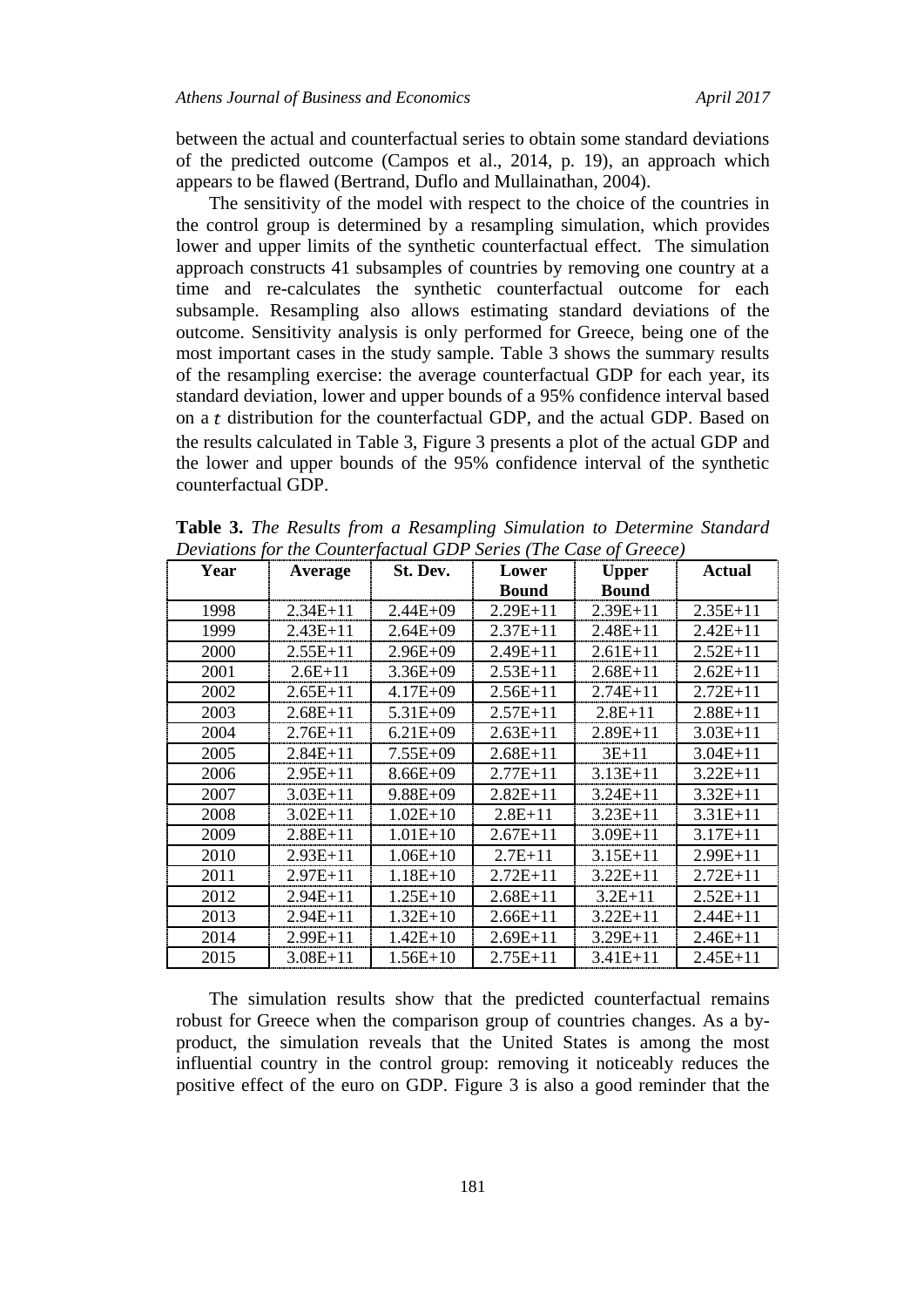between the actual and counterfactual series to obtain some standard deviations of the predicted outcome (Campos et al., 2014, p. 19), an approach which appears to be flawed (Bertrand, Duflo and Mullainathan, 2004).

The sensitivity of the model with respect to the choice of the countries in the control group is determined by a resampling simulation, which provides lower and upper limits of the synthetic counterfactual effect. The simulation approach constructs 41 subsamples of countries by removing one country at a time and re-calculates the synthetic counterfactual outcome for each subsample. Resampling also allows estimating standard deviations of the outcome. Sensitivity analysis is only performed for Greece, being one of the most important cases in the study sample. Table 3 shows the summary results of the resampling exercise: the average counterfactual GDP for each year, its standard deviation, lower and upper bounds of a 95% confidence interval based on a $t$ distribution for the counterfactual GDP, and the actual GDP. Based on the results calculated in Table 3, Figure 3 presents a plot of the actual GDP and the lower and upper bounds of the 95% confidence interval of the synthetic counterfactual GDP.

**Table 3.** *The Results from a Resampling Simulation to Determine Standard Deviations for the Counterfactual GDP Series (The Case of Greece)*

| Year | Average | St. Dev. | Lower Bound | Upper Bound | Actual |
|---|---|---|---|---|---|
| 1998 | 2.34E+11 | 2.44E+09 | 2.29E+11 | 2.39E+11 | 2.35E+11 |
| 1999 | 2.43E+11 | 2.64E+09 | 2.37E+11 | 2.48E+11 | 2.42E+11 |
| 2000 | 2.55E+11 | 2.96E+09 | 2.49E+11 | 2.61E+11 | 2.52E+11 |
| 2001 | 2.6E+11 | 3.36E+09 | 2.53E+11 | 2.68E+11 | 2.62E+11 |
| 2002 | 2.65E+11 | 4.17E+09 | 2.56E+11 | 2.74E+11 | 2.72E+11 |
| 2003 | 2.68E+11 | 5.31E+09 | 2.57E+11 | 2.8E+11 | 2.88E+11 |
| 2004 | 2.76E+11 | 6.21E+09 | 2.63E+11 | 2.89E+11 | 3.03E+11 |
| 2005 | 2.84E+11 | 7.55E+09 | 2.68E+11 | 3E+11 | 3.04E+11 |
| 2006 | 2.95E+11 | 8.66E+09 | 2.77E+11 | 3.13E+11 | 3.22E+11 |
| 2007 | 3.03E+11 | 9.88E+09 | 2.82E+11 | 3.24E+11 | 3.32E+11 |
| 2008 | 3.02E+11 | 1.02E+10 | 2.8E+11 | 3.23E+11 | 3.31E+11 |
| 2009 | 2.88E+11 | 1.01E+10 | 2.67E+11 | 3.09E+11 | 3.17E+11 |
| 2010 | 2.93E+11 | 1.06E+10 | 2.7E+11 | 3.15E+11 | 2.99E+11 |
| 2011 | 2.97E+11 | 1.18E+10 | 2.72E+11 | 3.22E+11 | 2.72E+11 |
| 2012 | 2.94E+11 | 1.25E+10 | 2.68E+11 | 3.2E+11 | 2.52E+11 |
| 2013 | 2.94E+11 | 1.32E+10 | 2.66E+11 | 3.22E+11 | 2.44E+11 |
| 2014 | 2.99E+11 | 1.42E+10 | 2.69E+11 | 3.29E+11 | 2.46E+11 |
| 2015 | 3.08E+11 | 1.56E+10 | 2.75E+11 | 3.41E+11 | 2.45E+11 |

The simulation results show that the predicted counterfactual remains robust for Greece when the comparison group of countries changes. As a by-product, the simulation reveals that the United States is among the most influential country in the control group: removing it noticeably reduces the positive effect of the euro on GDP. Figure 3 is also a good reminder that the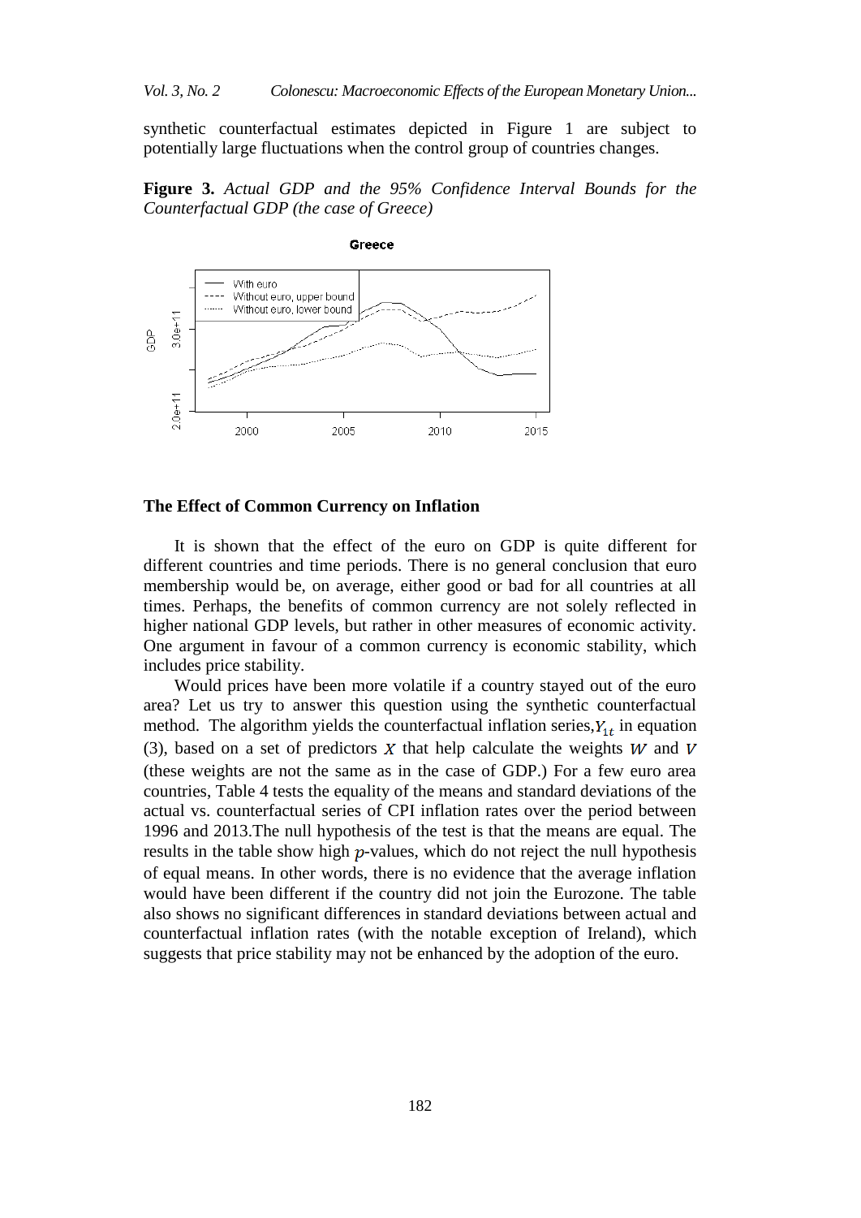synthetic counterfactual estimates depicted in Figure 1 are subject to potentially large fluctuations when the control group of countries changes.

**Figure 3.** *Actual GDP and the 95% Confidence Interval Bounds for the Counterfactual GDP (the case of Greece)*

### The Effect of Common Currency on Inflation

It is shown that the effect of the euro on GDP is quite different for different countries and time periods. There is no general conclusion that euro membership would be, on average, either good or bad for all countries at all times. Perhaps, the benefits of common currency are not solely reflected in higher national GDP levels, but rather in other measures of economic activity. One argument in favour of a common currency is economic stability, which includes price stability.

Would prices have been more volatile if a country stayed out of the euro area? Let us try to answer this question using the synthetic counterfactual method. The algorithm yields the counterfactual inflation series, $Y_{1t}$ in equation (3), based on a set of predictors $X$ that help calculate the weights $W$ and $V$ (these weights are not the same as in the case of GDP.) For a few euro area countries, Table 4 tests the equality of the means and standard deviations of the actual vs. counterfactual series of CPI inflation rates over the period between 1996 and 2013.The null hypothesis of the test is that the means are equal. The results in the table show high $p$-values, which do not reject the null hypothesis of equal means. In other words, there is no evidence that the average inflation would have been different if the country did not join the Eurozone. The table also shows no significant differences in standard deviations between actual and counterfactual inflation rates (with the notable exception of Ireland), which suggests that price stability may not be enhanced by the adoption of the euro.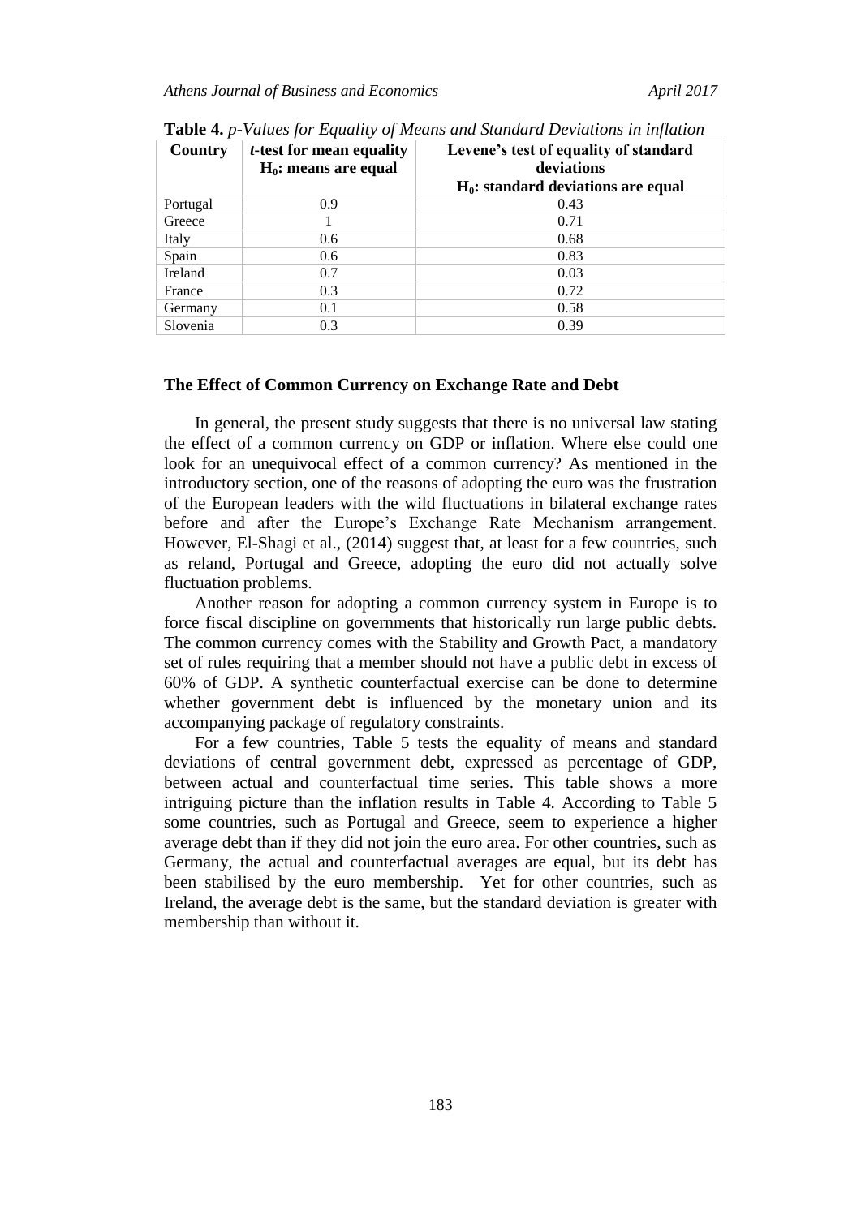**Table 4.** *p-Values for Equality of Means and Standard Deviations in inflation*

| Country | *t*-test for mean equality $H_0$: means are equal | Levene's test of equality of standard deviations $H_0$: standard deviations are equal |
|---|---|---|
| Portugal | 0.9 | 0.43 |
| Greece | 1 | 0.71 |
| Italy | 0.6 | 0.68 |
| Spain | 0.6 | 0.83 |
| Ireland | 0.7 | 0.03 |
| France | 0.3 | 0.72 |
| Germany | 0.1 | 0.58 |
| Slovenia | 0.3 | 0.39 |

### The Effect of Common Currency on Exchange Rate and Debt

In general, the present study suggests that there is no universal law stating the effect of a common currency on GDP or inflation. Where else could one look for an unequivocal effect of a common currency? As mentioned in the introductory section, one of the reasons of adopting the euro was the frustration of the European leaders with the wild fluctuations in bilateral exchange rates before and after the Europe's Exchange Rate Mechanism arrangement. However, El-Shagi et al., (2014) suggest that, at least for a few countries, such as reland, Portugal and Greece, adopting the euro did not actually solve fluctuation problems.

Another reason for adopting a common currency system in Europe is to force fiscal discipline on governments that historically run large public debts. The common currency comes with the Stability and Growth Pact, a mandatory set of rules requiring that a member should not have a public debt in excess of 60% of GDP. A synthetic counterfactual exercise can be done to determine whether government debt is influenced by the monetary union and its accompanying package of regulatory constraints.

For a few countries, Table 5 tests the equality of means and standard deviations of central government debt, expressed as percentage of GDP, between actual and counterfactual time series. This table shows a more intriguing picture than the inflation results in Table 4. According to Table 5 some countries, such as Portugal and Greece, seem to experience a higher average debt than if they did not join the euro area. For other countries, such as Germany, the actual and counterfactual averages are equal, but its debt has been stabilised by the euro membership. Yet for other countries, such as Ireland, the average debt is the same, but the standard deviation is greater with membership than without it.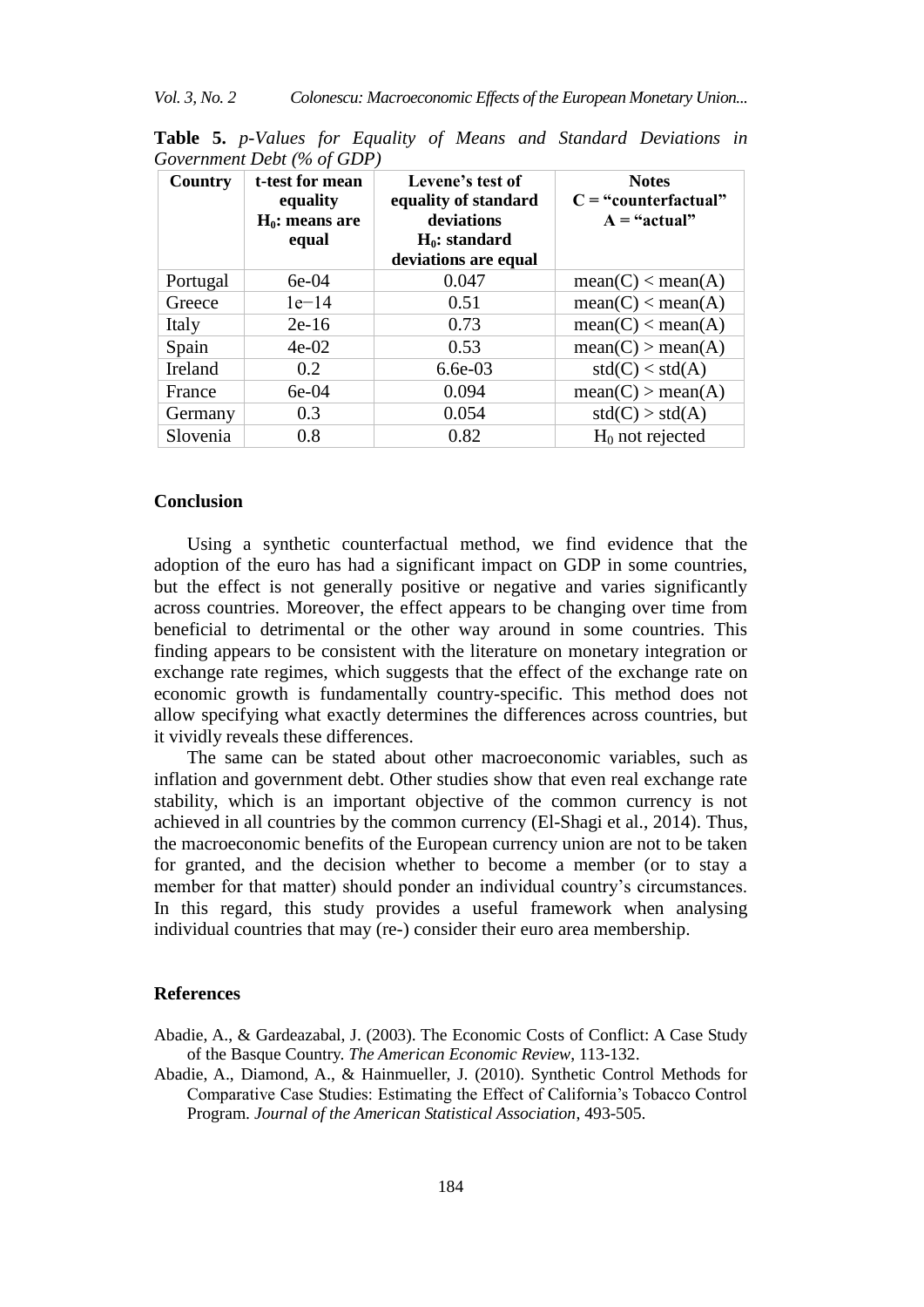**Table 5.** *p-Values for Equality of Means and Standard Deviations in Government Debt (% of GDP)*

| Country | t-test for mean equality $H_0$: means are equal | Levene's test of equality of standard deviations $H_0$: standard deviations are equal | Notes C = "counterfactual" A = "actual" |
|---|---|---|---|
| Portugal | 6e-04 | 0.047 | mean(C) < mean(A) |
| Greece | 1e−14 | 0.51 | mean(C) < mean(A) |
| Italy | 2e-16 | 0.73 | mean(C) < mean(A) |
| Spain | 4e-02 | 0.53 | mean(C) > mean(A) |
| Ireland | 0.2 | 6.6e-03 | std(C) < std(A) |
| France | 6e-04 | 0.094 | mean(C) > mean(A) |
| Germany | 0.3 | 0.054 | std(C) > std(A) |
| Slovenia | 0.8 | 0.82 | $H_0$ not rejected |

## Conclusion

Using a synthetic counterfactual method, we find evidence that the adoption of the euro has had a significant impact on GDP in some countries, but the effect is not generally positive or negative and varies significantly across countries. Moreover, the effect appears to be changing over time from beneficial to detrimental or the other way around in some countries. This finding appears to be consistent with the literature on monetary integration or exchange rate regimes, which suggests that the effect of the exchange rate on economic growth is fundamentally country-specific. This method does not allow specifying what exactly determines the differences across countries, but it vividly reveals these differences.

The same can be stated about other macroeconomic variables, such as inflation and government debt. Other studies show that even real exchange rate stability, which is an important objective of the common currency is not achieved in all countries by the common currency (El-Shagi et al., 2014). Thus, the macroeconomic benefits of the European currency union are not to be taken for granted, and the decision whether to become a member (or to stay a member for that matter) should ponder an individual country's circumstances. In this regard, this study provides a useful framework when analysing individual countries that may (re-) consider their euro area membership.

## References

Abadie, A., & Gardeazabal, J. (2003). The Economic Costs of Conflict: A Case Study of the Basque Country. *The American Economic Review*, 113-132.

Abadie, A., Diamond, A., & Hainmueller, J. (2010). Synthetic Control Methods for Comparative Case Studies: Estimating the Effect of California's Tobacco Control Program. *Journal of the American Statistical Association*, 493-505.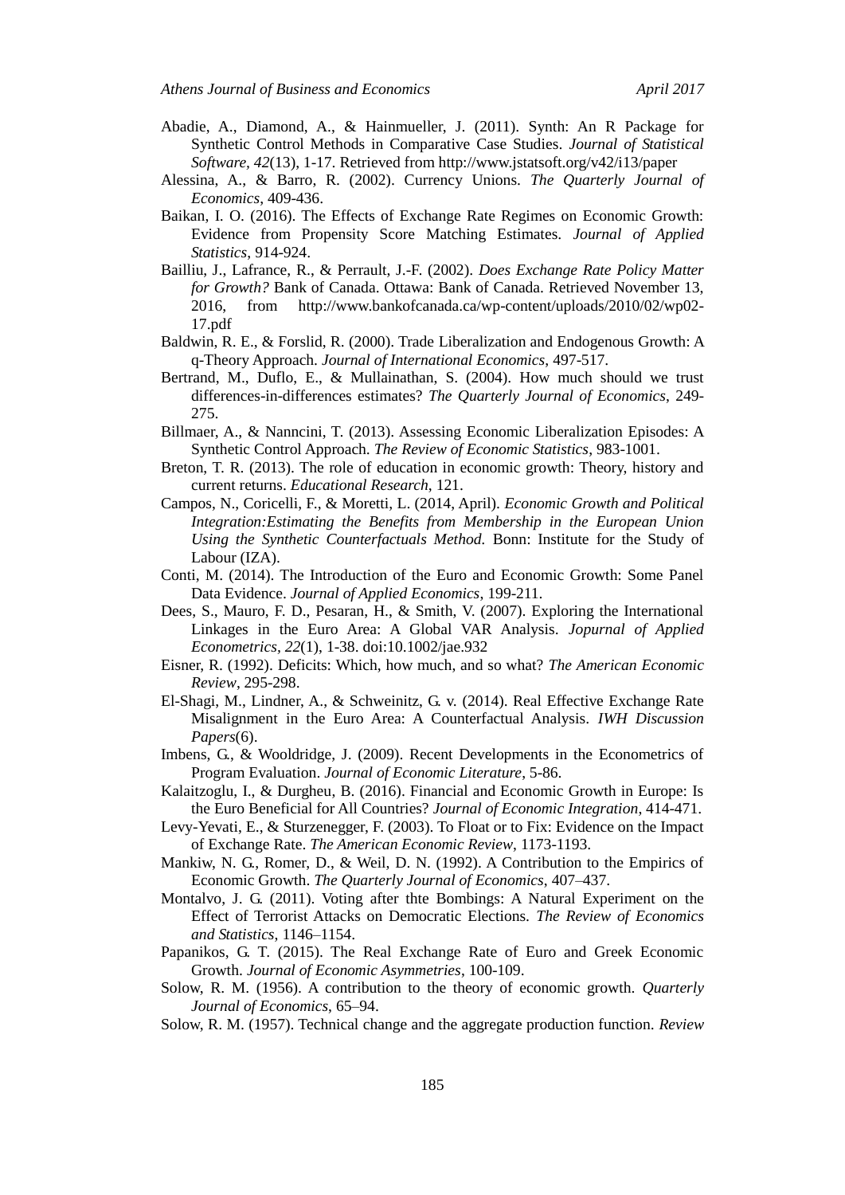Abadie, A., Diamond, A., & Hainmueller, J. (2011). Synth: An R Package for Synthetic Control Methods in Comparative Case Studies. *Journal of Statistical Software*, *42*(13), 1-17. Retrieved from http://www.jstatsoft.org/v42/i13/paper

Alessina, A., & Barro, R. (2002). Currency Unions. *The Quarterly Journal of Economics*, 409-436.

Baikan, I. O. (2016). The Effects of Exchange Rate Regimes on Economic Growth: Evidence from Propensity Score Matching Estimates. *Journal of Applied Statistics*, 914-924.

Bailliu, J., Lafrance, R., & Perrault, J.-F. (2002). *Does Exchange Rate Policy Matter for Growth?* Bank of Canada. Ottawa: Bank of Canada. Retrieved November 13, 2016, from http://www.bankofcanada.ca/wp-content/uploads/2010/02/wp02-17.pdf

Baldwin, R. E., & Forslid, R. (2000). Trade Liberalization and Endogenous Growth: A q-Theory Approach. *Journal of International Economics*, 497-517.

Bertrand, M., Duflo, E., & Mullainathan, S. (2004). How much should we trust differences-in-differences estimates? *The Quarterly Journal of Economics*, 249-275.

Billmaer, A., & Nanncini, T. (2013). Assessing Economic Liberalization Episodes: A Synthetic Control Approach. *The Review of Economic Statistics*, 983-1001.

Breton, T. R. (2013). The role of education in economic growth: Theory, history and current returns. *Educational Research*, 121.

Campos, N., Coricelli, F., & Moretti, L. (2014, April). *Economic Growth and Political Integration:Estimating the Benefits from Membership in the European Union Using the Synthetic Counterfactuals Method.* Bonn: Institute for the Study of Labour (IZA).

Conti, M. (2014). The Introduction of the Euro and Economic Growth: Some Panel Data Evidence. *Journal of Applied Economics*, 199-211.

Dees, S., Mauro, F. D., Pesaran, H., & Smith, V. (2007). Exploring the International Linkages in the Euro Area: A Global VAR Analysis. *Jopurnal of Applied Econometrics*, *22*(1), 1-38. doi:10.1002/jae.932

Eisner, R. (1992). Deficits: Which, how much, and so what? *The American Economic Review*, 295-298.

El-Shagi, M., Lindner, A., & Schweinitz, G. v. (2014). Real Effective Exchange Rate Misalignment in the Euro Area: A Counterfactual Analysis. *IWH Discussion Papers*(6).

Imbens, G., & Wooldridge, J. (2009). Recent Developments in the Econometrics of Program Evaluation. *Journal of Economic Literature*, 5-86.

Kalaitzoglu, I., & Durgheu, B. (2016). Financial and Economic Growth in Europe: Is the Euro Beneficial for All Countries? *Journal of Economic Integration*, 414-471.

Levy-Yevati, E., & Sturzenegger, F. (2003). To Float or to Fix: Evidence on the Impact of Exchange Rate. *The American Economic Review*, 1173-1193.

Mankiw, N. G., Romer, D., & Weil, D. N. (1992). A Contribution to the Empirics of Economic Growth. *The Quarterly Journal of Economics*, 407–437.

Montalvo, J. G. (2011). Voting after thte Bombings: A Natural Experiment on the Effect of Terrorist Attacks on Democratic Elections. *The Review of Economics and Statistics*, 1146–1154.

Papanikos, G. T. (2015). The Real Exchange Rate of Euro and Greek Economic Growth. *Journal of Economic Asymmetries*, 100-109.

Solow, R. M. (1956). A contribution to the theory of economic growth. *Quarterly Journal of Economics*, 65–94.

Solow, R. M. (1957). Technical change and the aggregate production function. *Review*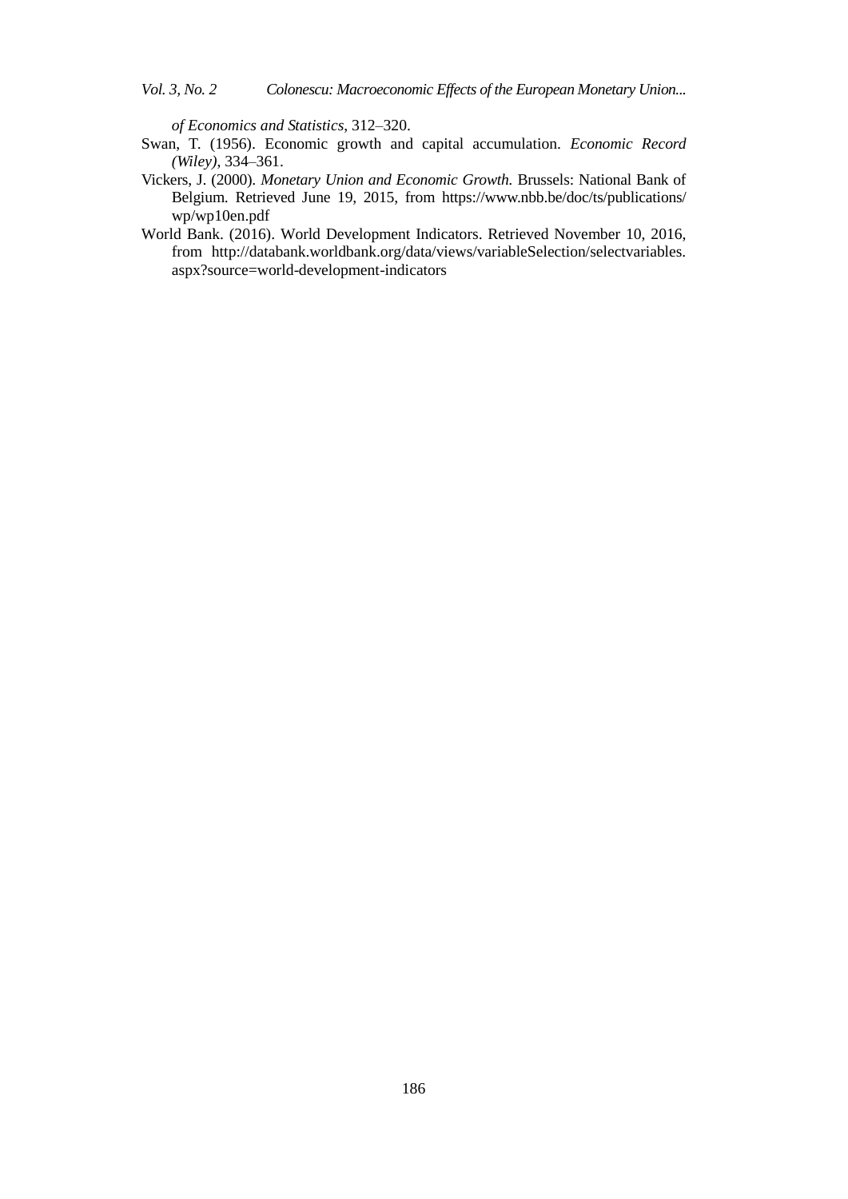*of Economics and Statistics*, 312–320.

Swan, T. (1956). Economic growth and capital accumulation. *Economic Record (Wiley)*, 334–361.

Vickers, J. (2000). *Monetary Union and Economic Growth.* Brussels: National Bank of Belgium. Retrieved June 19, 2015, from https://www.nbb.be/doc/ts/publications/wp/wp10en.pdf

World Bank. (2016). World Development Indicators. Retrieved November 10, 2016, from http://databank.worldbank.org/data/views/variableSelection/selectvariables.aspx?source=world-development-indicators